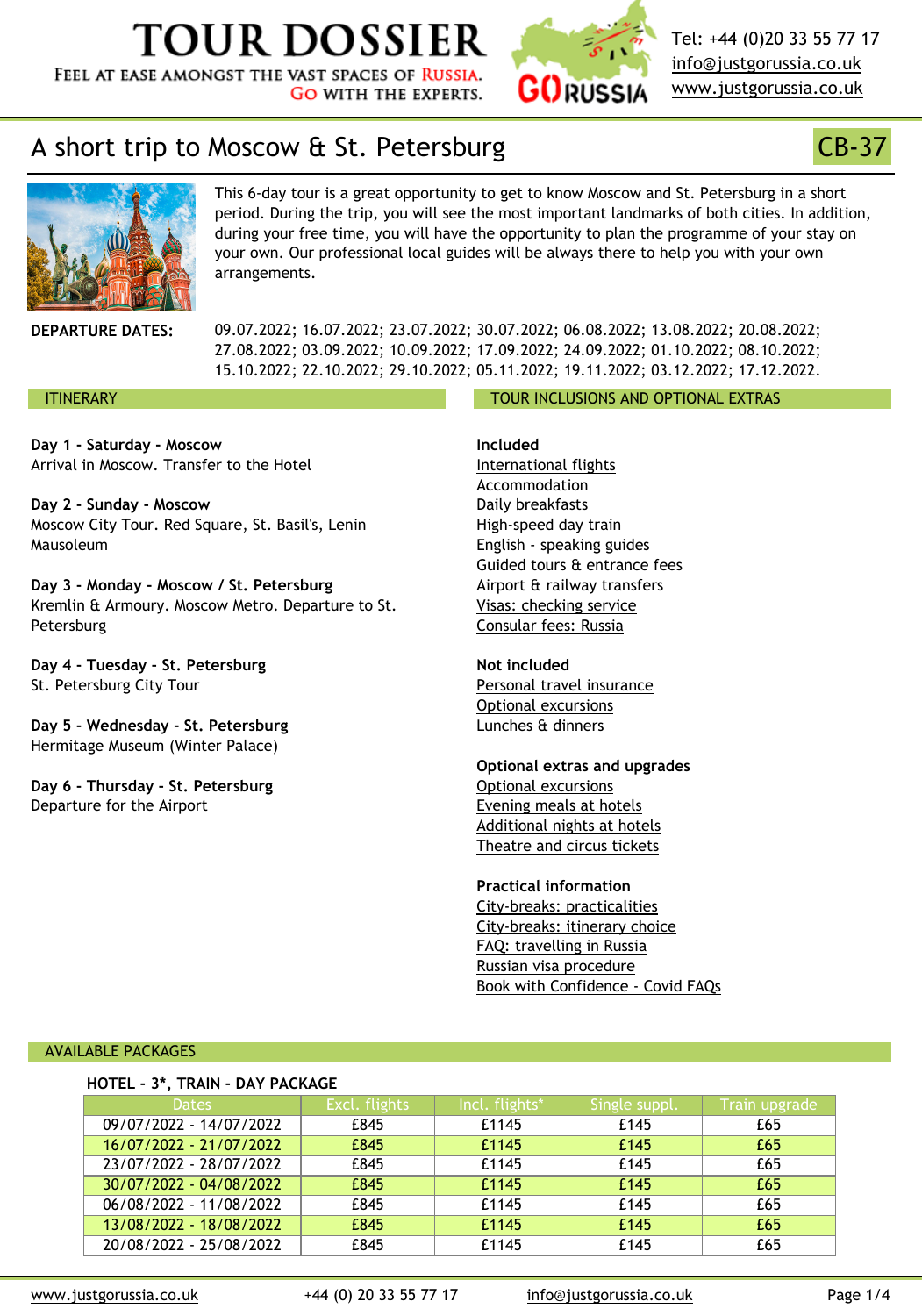# TOUR DOSSIER

FEEL AT EASE AMONGST THE VAST SPACES OF RUSSIA.
GO WITH THE EXPERTS.

Tel: +44 (0)20 33 55 77 17
info@justgorussia.co.uk
www.justgorussia.co.uk

## A short trip to Moscow & St. Petersburg

**CB-37**

This 6-day tour is a great opportunity to get to know Moscow and St. Petersburg in a short period. During the trip, you will see the most important landmarks of both cities. In addition, during your free time, you will have the opportunity to plan the programme of your stay on your own. Our professional local guides will be always there to help you with your own arrangements.

**DEPARTURE DATES:** 09.07.2022; 16.07.2022; 23.07.2022; 30.07.2022; 06.08.2022; 13.08.2022; 20.08.2022; 27.08.2022; 03.09.2022; 10.09.2022; 17.09.2022; 24.09.2022; 01.10.2022; 08.10.2022; 15.10.2022; 22.10.2022; 29.10.2022; 05.11.2022; 19.11.2022; 03.12.2022; 17.12.2022.

### ITINERARY

**Day 1 - Saturday - Moscow**
Arrival in Moscow. Transfer to the Hotel

**Day 2 - Sunday - Moscow**
Moscow City Tour. Red Square, St. Basil's, Lenin Mausoleum

**Day 3 - Monday - Moscow / St. Petersburg**
Kremlin & Armoury. Moscow Metro. Departure to St. Petersburg

**Day 4 - Tuesday - St. Petersburg**
St. Petersburg City Tour

**Day 5 - Wednesday - St. Petersburg**
Hermitage Museum (Winter Palace)

**Day 6 - Thursday - St. Petersburg**
Departure for the Airport

### TOUR INCLUSIONS AND OPTIONAL EXTRAS

**Included**
- International flights
- Accommodation
- Daily breakfasts
- High-speed day train
- English - speaking guides
- Guided tours & entrance fees
- Airport & railway transfers
- Visas: checking service
- Consular fees: Russia

**Not included**
- Personal travel insurance
- Optional excursions
- Lunches & dinners

**Optional extras and upgrades**
- Optional excursions
- Evening meals at hotels
- Additional nights at hotels
- Theatre and circus tickets

**Practical information**
- City-breaks: practicalities
- City-breaks: itinerary choice
- FAQ: travelling in Russia
- Russian visa procedure
- Book with Confidence - Covid FAQs

### AVAILABLE PACKAGES

**HOTEL - 3*, TRAIN - DAY PACKAGE**

| Dates | Excl. flights | Incl. flights* | Single suppl. | Train upgrade |
|---|---|---|---|---|
| 09/07/2022 - 14/07/2022 | £845 | £1145 | £145 | £65 |
| 16/07/2022 - 21/07/2022 | £845 | £1145 | £145 | £65 |
| 23/07/2022 - 28/07/2022 | £845 | £1145 | £145 | £65 |
| 30/07/2022 - 04/08/2022 | £845 | £1145 | £145 | £65 |
| 06/08/2022 - 11/08/2022 | £845 | £1145 | £145 | £65 |
| 13/08/2022 - 18/08/2022 | £845 | £1145 | £145 | £65 |
| 20/08/2022 - 25/08/2022 | £845 | £1145 | £145 | £65 |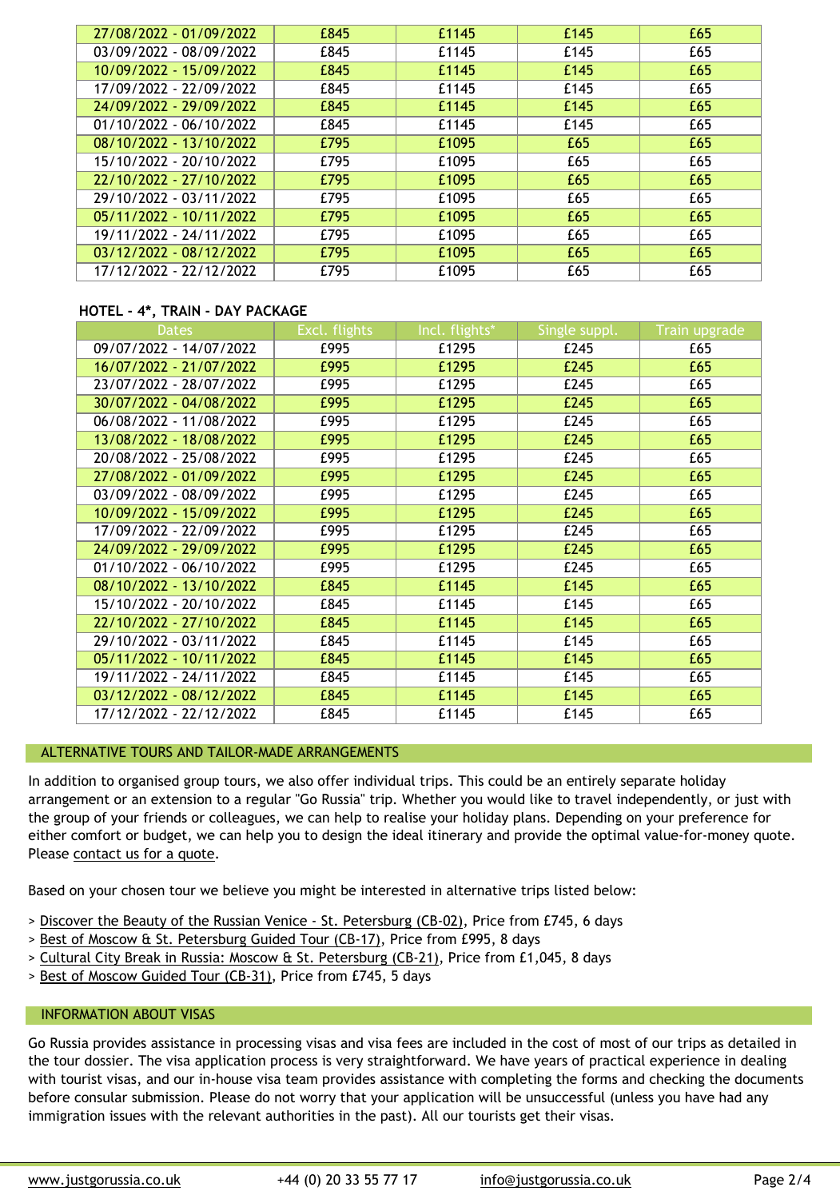| 27/08/2022 - 01/09/2022 | £845 | £1145 | £145 | £65 |
|---|---|---|---|---|
| 03/09/2022 - 08/09/2022 | £845 | £1145 | £145 | £65 |
| 10/09/2022 - 15/09/2022 | £845 | £1145 | £145 | £65 |
| 17/09/2022 - 22/09/2022 | £845 | £1145 | £145 | £65 |
| 24/09/2022 - 29/09/2022 | £845 | £1145 | £145 | £65 |
| 01/10/2022 - 06/10/2022 | £845 | £1145 | £145 | £65 |
| 08/10/2022 - 13/10/2022 | £795 | £1095 | £65 | £65 |
| 15/10/2022 - 20/10/2022 | £795 | £1095 | £65 | £65 |
| 22/10/2022 - 27/10/2022 | £795 | £1095 | £65 | £65 |
| 29/10/2022 - 03/11/2022 | £795 | £1095 | £65 | £65 |
| 05/11/2022 - 10/11/2022 | £795 | £1095 | £65 | £65 |
| 19/11/2022 - 24/11/2022 | £795 | £1095 | £65 | £65 |
| 03/12/2022 - 08/12/2022 | £795 | £1095 | £65 | £65 |
| 17/12/2022 - 22/12/2022 | £795 | £1095 | £65 | £65 |

**HOTEL - 4*, TRAIN - DAY PACKAGE**

| Dates | Excl. flights | Incl. flights* | Single suppl. | Train upgrade |
|---|---|---|---|---|
| 09/07/2022 - 14/07/2022 | £995 | £1295 | £245 | £65 |
| 16/07/2022 - 21/07/2022 | £995 | £1295 | £245 | £65 |
| 23/07/2022 - 28/07/2022 | £995 | £1295 | £245 | £65 |
| 30/07/2022 - 04/08/2022 | £995 | £1295 | £245 | £65 |
| 06/08/2022 - 11/08/2022 | £995 | £1295 | £245 | £65 |
| 13/08/2022 - 18/08/2022 | £995 | £1295 | £245 | £65 |
| 20/08/2022 - 25/08/2022 | £995 | £1295 | £245 | £65 |
| 27/08/2022 - 01/09/2022 | £995 | £1295 | £245 | £65 |
| 03/09/2022 - 08/09/2022 | £995 | £1295 | £245 | £65 |
| 10/09/2022 - 15/09/2022 | £995 | £1295 | £245 | £65 |
| 17/09/2022 - 22/09/2022 | £995 | £1295 | £245 | £65 |
| 24/09/2022 - 29/09/2022 | £995 | £1295 | £245 | £65 |
| 01/10/2022 - 06/10/2022 | £995 | £1295 | £245 | £65 |
| 08/10/2022 - 13/10/2022 | £845 | £1145 | £145 | £65 |
| 15/10/2022 - 20/10/2022 | £845 | £1145 | £145 | £65 |
| 22/10/2022 - 27/10/2022 | £845 | £1145 | £145 | £65 |
| 29/10/2022 - 03/11/2022 | £845 | £1145 | £145 | £65 |
| 05/11/2022 - 10/11/2022 | £845 | £1145 | £145 | £65 |
| 19/11/2022 - 24/11/2022 | £845 | £1145 | £145 | £65 |
| 03/12/2022 - 08/12/2022 | £845 | £1145 | £145 | £65 |
| 17/12/2022 - 22/12/2022 | £845 | £1145 | £145 | £65 |

## ALTERNATIVE TOURS AND TAILOR-MADE ARRANGEMENTS

In addition to organised group tours, we also offer individual trips. This could be an entirely separate holiday arrangement or an extension to a regular "Go Russia" trip. Whether you would like to travel independently, or just with the group of your friends or colleagues, we can help to realise your holiday plans. Depending on your preference for either comfort or budget, we can help you to design the ideal itinerary and provide the optimal value-for-money quote. Please contact us for a quote.

Based on your chosen tour we believe you might be interested in alternative trips listed below:

> Discover the Beauty of the Russian Venice - St. Petersburg (CB-02), Price from £745, 6 days
> Best of Moscow & St. Petersburg Guided Tour (CB-17), Price from £995, 8 days
> Cultural City Break in Russia: Moscow & St. Petersburg (CB-21), Price from £1,045, 8 days
> Best of Moscow Guided Tour (CB-31), Price from £745, 5 days

## INFORMATION ABOUT VISAS

Go Russia provides assistance in processing visas and visa fees are included in the cost of most of our trips as detailed in the tour dossier. The visa application process is very straightforward. We have years of practical experience in dealing with tourist visas, and our in-house visa team provides assistance with completing the forms and checking the documents before consular submission. Please do not worry that your application will be unsuccessful (unless you have had any immigration issues with the relevant authorities in the past). All our tourists get their visas.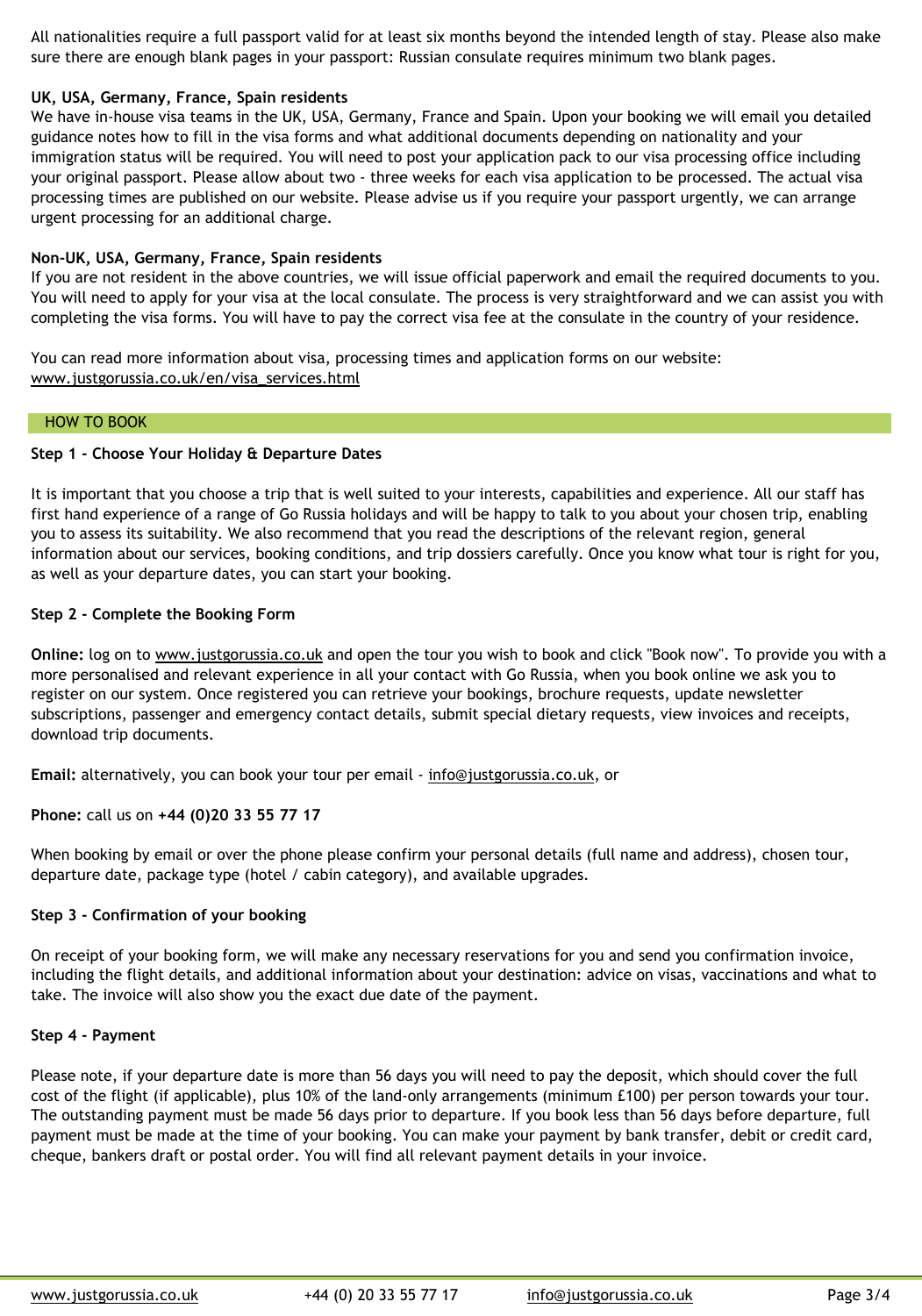All nationalities require a full passport valid for at least six months beyond the intended length of stay. Please also make sure there are enough blank pages in your passport: Russian consulate requires minimum two blank pages.

**UK, USA, Germany, France, Spain residents**

We have in-house visa teams in the UK, USA, Germany, France and Spain. Upon your booking we will email you detailed guidance notes how to fill in the visa forms and what additional documents depending on nationality and your immigration status will be required. You will need to post your application pack to our visa processing office including your original passport. Please allow about two - three weeks for each visa application to be processed. The actual visa processing times are published on our website. Please advise us if you require your passport urgently, we can arrange urgent processing for an additional charge.

**Non-UK, USA, Germany, France, Spain residents**

If you are not resident in the above countries, we will issue official paperwork and email the required documents to you. You will need to apply for your visa at the local consulate. The process is very straightforward and we can assist you with completing the visa forms. You will have to pay the correct visa fee at the consulate in the country of your residence.

You can read more information about visa, processing times and application forms on our website: www.justgorussia.co.uk/en/visa_services.html

## HOW TO BOOK

**Step 1 - Choose Your Holiday & Departure Dates**

It is important that you choose a trip that is well suited to your interests, capabilities and experience. All our staff has first hand experience of a range of Go Russia holidays and will be happy to talk to you about your chosen trip, enabling you to assess its suitability. We also recommend that you read the descriptions of the relevant region, general information about our services, booking conditions, and trip dossiers carefully. Once you know what tour is right for you, as well as your departure dates, you can start your booking.

**Step 2 - Complete the Booking Form**

**Online:** log on to www.justgorussia.co.uk and open the tour you wish to book and click "Book now". To provide you with a more personalised and relevant experience in all your contact with Go Russia, when you book online we ask you to register on our system. Once registered you can retrieve your bookings, brochure requests, update newsletter subscriptions, passenger and emergency contact details, submit special dietary requests, view invoices and receipts, download trip documents.

**Email:** alternatively, you can book your tour per email - info@justgorussia.co.uk, or

**Phone:** call us on **+44 (0)20 33 55 77 17**

When booking by email or over the phone please confirm your personal details (full name and address), chosen tour, departure date, package type (hotel / cabin category), and available upgrades.

**Step 3 - Confirmation of your booking**

On receipt of your booking form, we will make any necessary reservations for you and send you confirmation invoice, including the flight details, and additional information about your destination: advice on visas, vaccinations and what to take. The invoice will also show you the exact due date of the payment.

**Step 4 - Payment**

Please note, if your departure date is more than 56 days you will need to pay the deposit, which should cover the full cost of the flight (if applicable), plus 10% of the land-only arrangements (minimum £100) per person towards your tour. The outstanding payment must be made 56 days prior to departure. If you book less than 56 days before departure, full payment must be made at the time of your booking. You can make your payment by bank transfer, debit or credit card, cheque, bankers draft or postal order. You will find all relevant payment details in your invoice.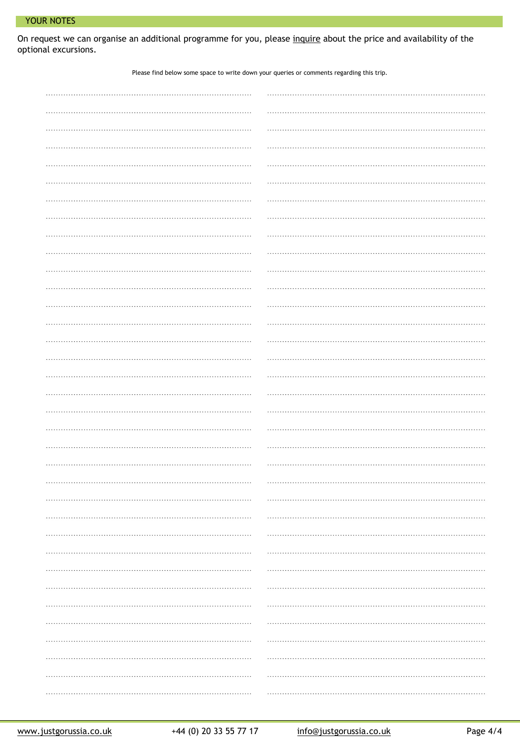## YOUR NOTES

On request we can organise an additional programme for you, please inquire about the price and availability of the optional excursions.

Please find below some space to write down your queries or comments regarding this trip.